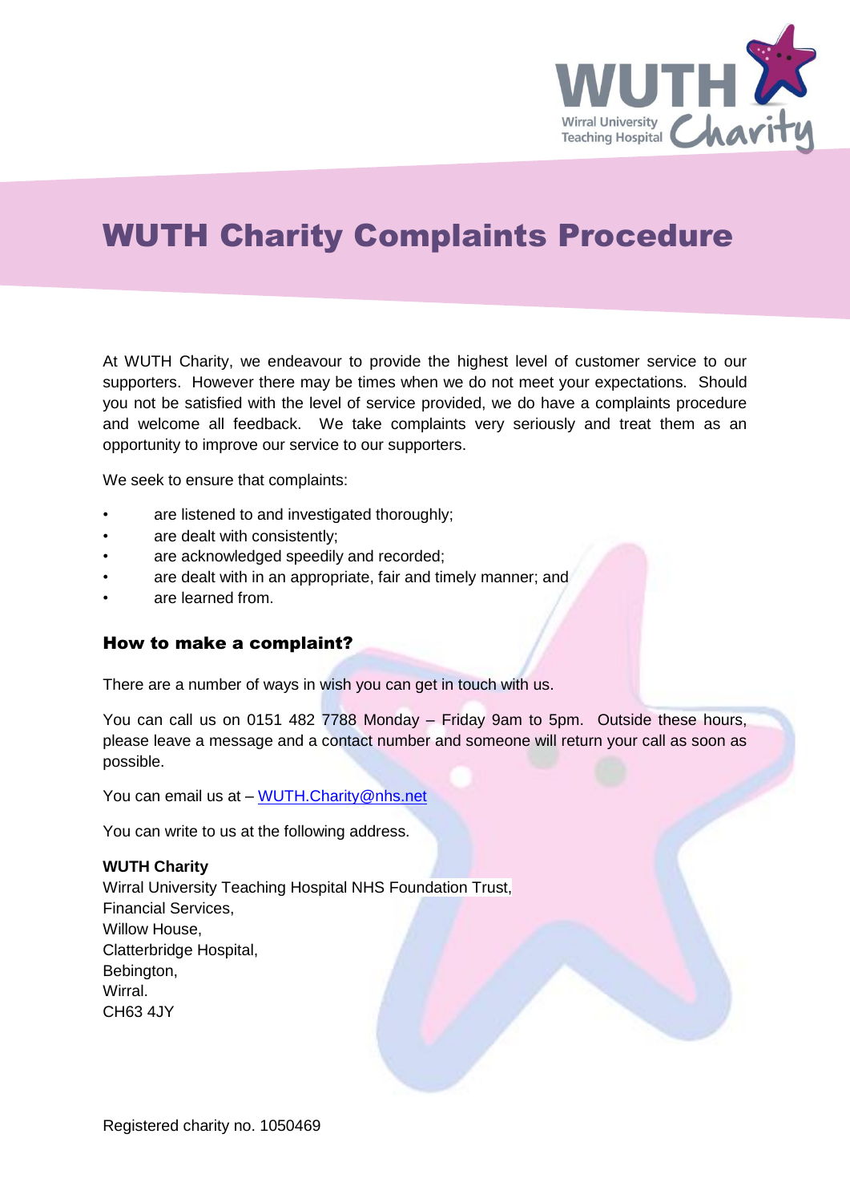# WUTH Charity Complaints Procedure

At WUTH Charity, we endeavour to provide the highest level of customer service to our supporters. However there may be times when we do not meet your expectations. Should you not be satisfied with the level of service provided, we do have a complaints procedure and welcome all feedback. We take complaints very seriously and treat them as an opportunity to improve our service to our supporters.

We seek to ensure that complaints:

- are listened to and investigated thoroughly;
- are dealt with consistently;
- are acknowledged speedily and recorded;
- are dealt with in an appropriate, fair and timely manner; and
- are learned from.

## How to make a complaint?

There are a number of ways in wish you can get in touch with us.

You can call us on 0151 482 7788 Monday – Friday 9am to 5pm. Outside these hours, please leave a message and a contact number and someone will return your call as soon as possible.

You can email us at – WUTH.Charity@nhs.net

You can write to us at the following address.

**WUTH Charity**
Wirral University Teaching Hospital NHS Foundation Trust,
Financial Services,
Willow House,
Clatterbridge Hospital,
Bebington,
Wirral.
CH63 4JY

Registered charity no. 1050469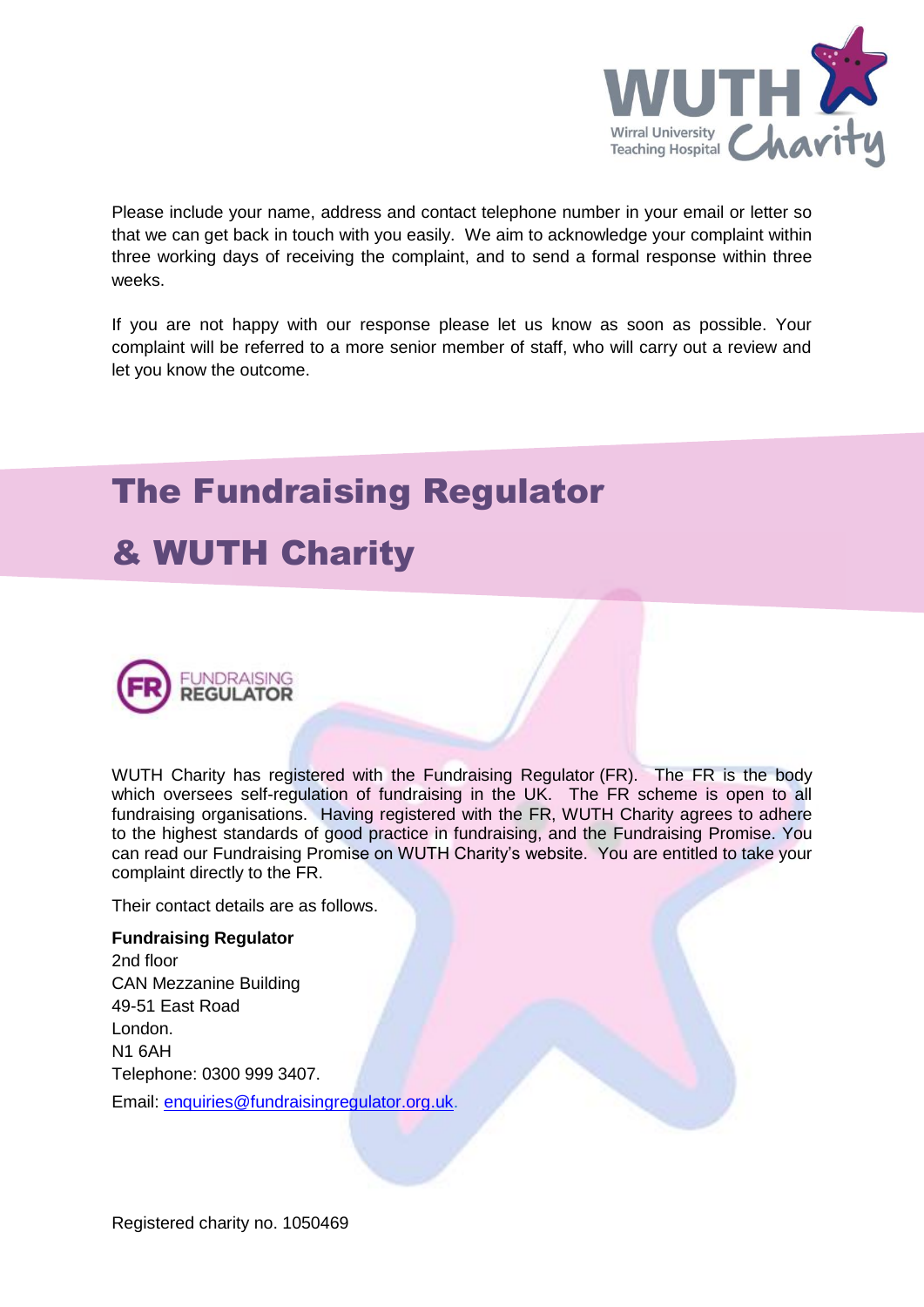Please include your name, address and contact telephone number in your email or letter so that we can get back in touch with you easily. We aim to acknowledge your complaint within three working days of receiving the complaint, and to send a formal response within three weeks.

If you are not happy with our response please let us know as soon as possible. Your complaint will be referred to a more senior member of staff, who will carry out a review and let you know the outcome.

# The Fundraising Regulator & WUTH Charity

WUTH Charity has registered with the Fundraising Regulator (FR). The FR is the body which oversees self-regulation of fundraising in the UK. The FR scheme is open to all fundraising organisations. Having registered with the FR, WUTH Charity agrees to adhere to the highest standards of good practice in fundraising, and the Fundraising Promise. You can read our Fundraising Promise on WUTH Charity's website. You are entitled to take your complaint directly to the FR.

Their contact details are as follows.

**Fundraising Regulator**
2nd floor
CAN Mezzanine Building
49-51 East Road
London.
N1 6AH
Telephone: 0300 999 3407.
Email: enquiries@fundraisingregulator.org.uk.

Registered charity no. 1050469